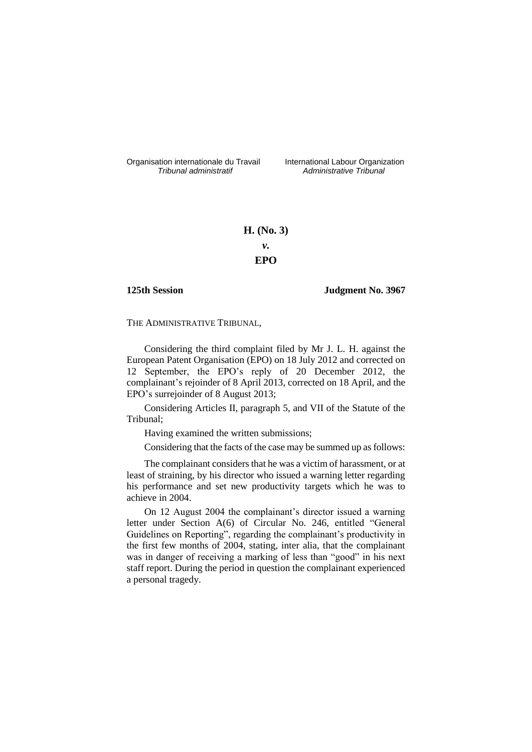Organisation internationale du Travail
*Tribunal administratif*

International Labour Organization
*Administrative Tribunal*

**H. (No. 3)**

***v.***

**EPO**

**125th Session** **Judgment No. 3967**

THE ADMINISTRATIVE TRIBUNAL,

Considering the third complaint filed by Mr J. L. H. against the European Patent Organisation (EPO) on 18 July 2012 and corrected on 12 September, the EPO's reply of 20 December 2012, the complainant's rejoinder of 8 April 2013, corrected on 18 April, and the EPO's surrejoinder of 8 August 2013;

Considering Articles II, paragraph 5, and VII of the Statute of the Tribunal;

Having examined the written submissions;

Considering that the facts of the case may be summed up as follows:

The complainant considers that he was a victim of harassment, or at least of straining, by his director who issued a warning letter regarding his performance and set new productivity targets which he was to achieve in 2004.

On 12 August 2004 the complainant's director issued a warning letter under Section A(6) of Circular No. 246, entitled "General Guidelines on Reporting", regarding the complainant's productivity in the first few months of 2004, stating, inter alia, that the complainant was in danger of receiving a marking of less than "good" in his next staff report. During the period in question the complainant experienced a personal tragedy.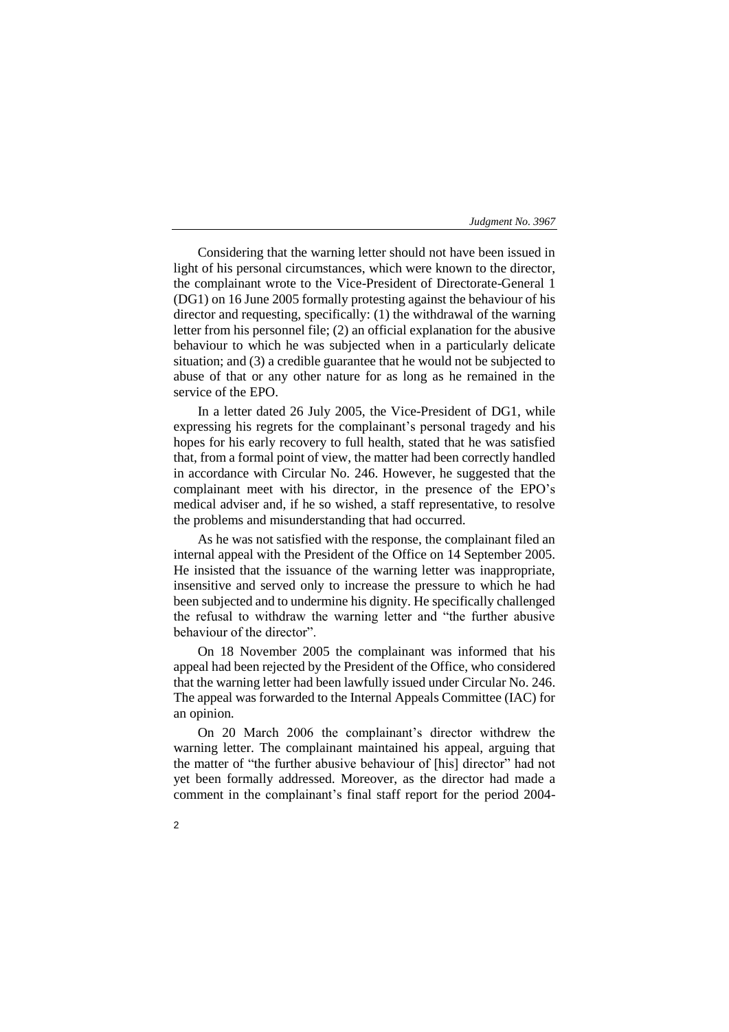Considering that the warning letter should not have been issued in light of his personal circumstances, which were known to the director, the complainant wrote to the Vice-President of Directorate-General 1 (DG1) on 16 June 2005 formally protesting against the behaviour of his director and requesting, specifically: (1) the withdrawal of the warning letter from his personnel file; (2) an official explanation for the abusive behaviour to which he was subjected when in a particularly delicate situation; and (3) a credible guarantee that he would not be subjected to abuse of that or any other nature for as long as he remained in the service of the EPO.

In a letter dated 26 July 2005, the Vice-President of DG1, while expressing his regrets for the complainant's personal tragedy and his hopes for his early recovery to full health, stated that he was satisfied that, from a formal point of view, the matter had been correctly handled in accordance with Circular No. 246. However, he suggested that the complainant meet with his director, in the presence of the EPO's medical adviser and, if he so wished, a staff representative, to resolve the problems and misunderstanding that had occurred.

As he was not satisfied with the response, the complainant filed an internal appeal with the President of the Office on 14 September 2005. He insisted that the issuance of the warning letter was inappropriate, insensitive and served only to increase the pressure to which he had been subjected and to undermine his dignity. He specifically challenged the refusal to withdraw the warning letter and "the further abusive behaviour of the director".

On 18 November 2005 the complainant was informed that his appeal had been rejected by the President of the Office, who considered that the warning letter had been lawfully issued under Circular No. 246. The appeal was forwarded to the Internal Appeals Committee (IAC) for an opinion.

On 20 March 2006 the complainant's director withdrew the warning letter. The complainant maintained his appeal, arguing that the matter of "the further abusive behaviour of [his] director" had not yet been formally addressed. Moreover, as the director had made a comment in the complainant's final staff report for the period 2004-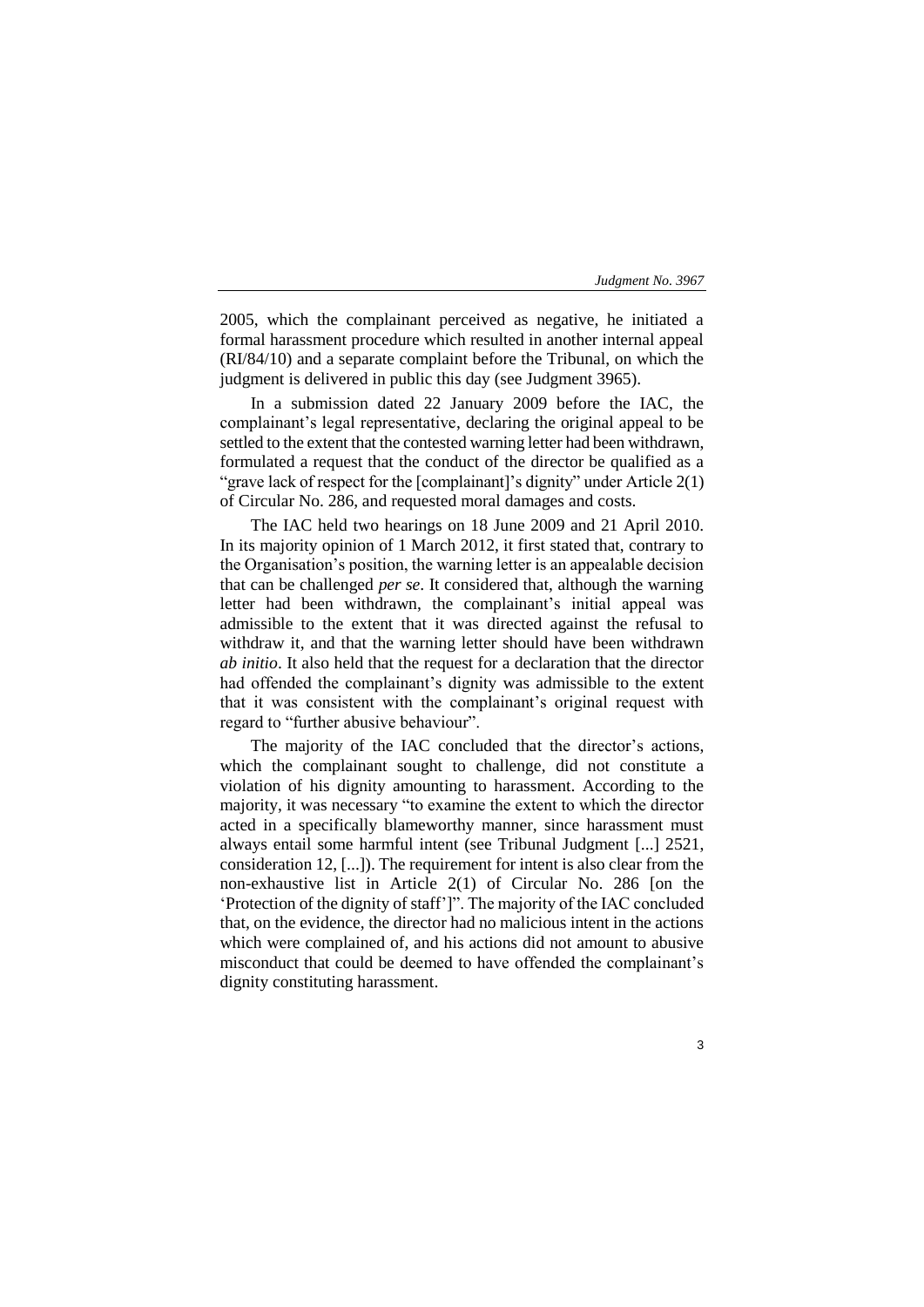2005, which the complainant perceived as negative, he initiated a formal harassment procedure which resulted in another internal appeal (RI/84/10) and a separate complaint before the Tribunal, on which the judgment is delivered in public this day (see Judgment 3965).

In a submission dated 22 January 2009 before the IAC, the complainant's legal representative, declaring the original appeal to be settled to the extent that the contested warning letter had been withdrawn, formulated a request that the conduct of the director be qualified as a "grave lack of respect for the [complainant]'s dignity" under Article 2(1) of Circular No. 286, and requested moral damages and costs.

The IAC held two hearings on 18 June 2009 and 21 April 2010. In its majority opinion of 1 March 2012, it first stated that, contrary to the Organisation's position, the warning letter is an appealable decision that can be challenged *per se*. It considered that, although the warning letter had been withdrawn, the complainant's initial appeal was admissible to the extent that it was directed against the refusal to withdraw it, and that the warning letter should have been withdrawn *ab initio*. It also held that the request for a declaration that the director had offended the complainant's dignity was admissible to the extent that it was consistent with the complainant's original request with regard to "further abusive behaviour".

The majority of the IAC concluded that the director's actions, which the complainant sought to challenge, did not constitute a violation of his dignity amounting to harassment. According to the majority, it was necessary "to examine the extent to which the director acted in a specifically blameworthy manner, since harassment must always entail some harmful intent (see Tribunal Judgment [...] 2521, consideration 12, [...]). The requirement for intent is also clear from the non-exhaustive list in Article 2(1) of Circular No. 286 [on the 'Protection of the dignity of staff']". The majority of the IAC concluded that, on the evidence, the director had no malicious intent in the actions which were complained of, and his actions did not amount to abusive misconduct that could be deemed to have offended the complainant's dignity constituting harassment.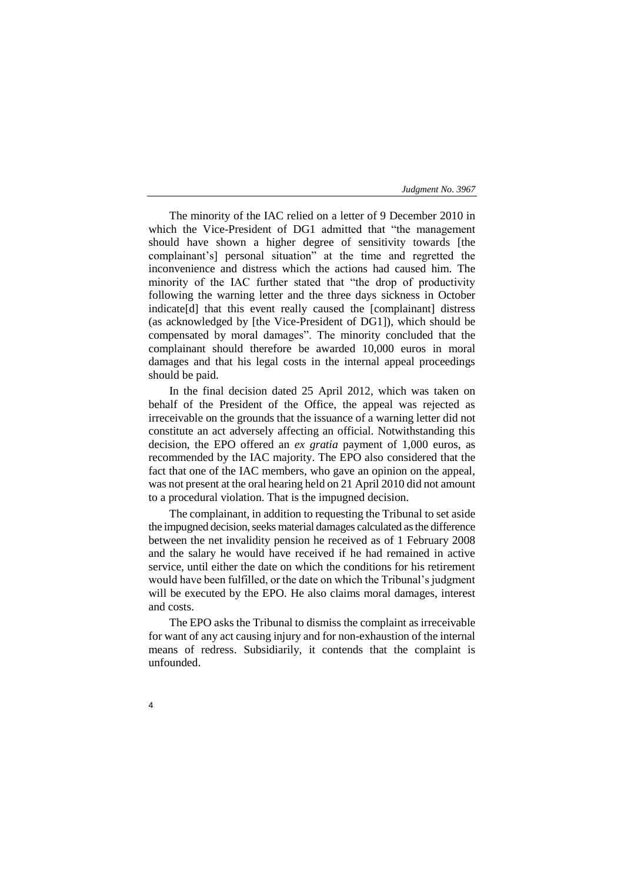The minority of the IAC relied on a letter of 9 December 2010 in which the Vice-President of DG1 admitted that "the management should have shown a higher degree of sensitivity towards [the complainant's] personal situation" at the time and regretted the inconvenience and distress which the actions had caused him. The minority of the IAC further stated that "the drop of productivity following the warning letter and the three days sickness in October indicate[d] that this event really caused the [complainant] distress (as acknowledged by [the Vice-President of DG1]), which should be compensated by moral damages". The minority concluded that the complainant should therefore be awarded 10,000 euros in moral damages and that his legal costs in the internal appeal proceedings should be paid.

In the final decision dated 25 April 2012, which was taken on behalf of the President of the Office, the appeal was rejected as irreceivable on the grounds that the issuance of a warning letter did not constitute an act adversely affecting an official. Notwithstanding this decision, the EPO offered an *ex gratia* payment of 1,000 euros, as recommended by the IAC majority. The EPO also considered that the fact that one of the IAC members, who gave an opinion on the appeal, was not present at the oral hearing held on 21 April 2010 did not amount to a procedural violation. That is the impugned decision.

The complainant, in addition to requesting the Tribunal to set aside the impugned decision, seeks material damages calculated as the difference between the net invalidity pension he received as of 1 February 2008 and the salary he would have received if he had remained in active service, until either the date on which the conditions for his retirement would have been fulfilled, or the date on which the Tribunal's judgment will be executed by the EPO. He also claims moral damages, interest and costs.

The EPO asks the Tribunal to dismiss the complaint as irreceivable for want of any act causing injury and for non-exhaustion of the internal means of redress. Subsidiarily, it contends that the complaint is unfounded.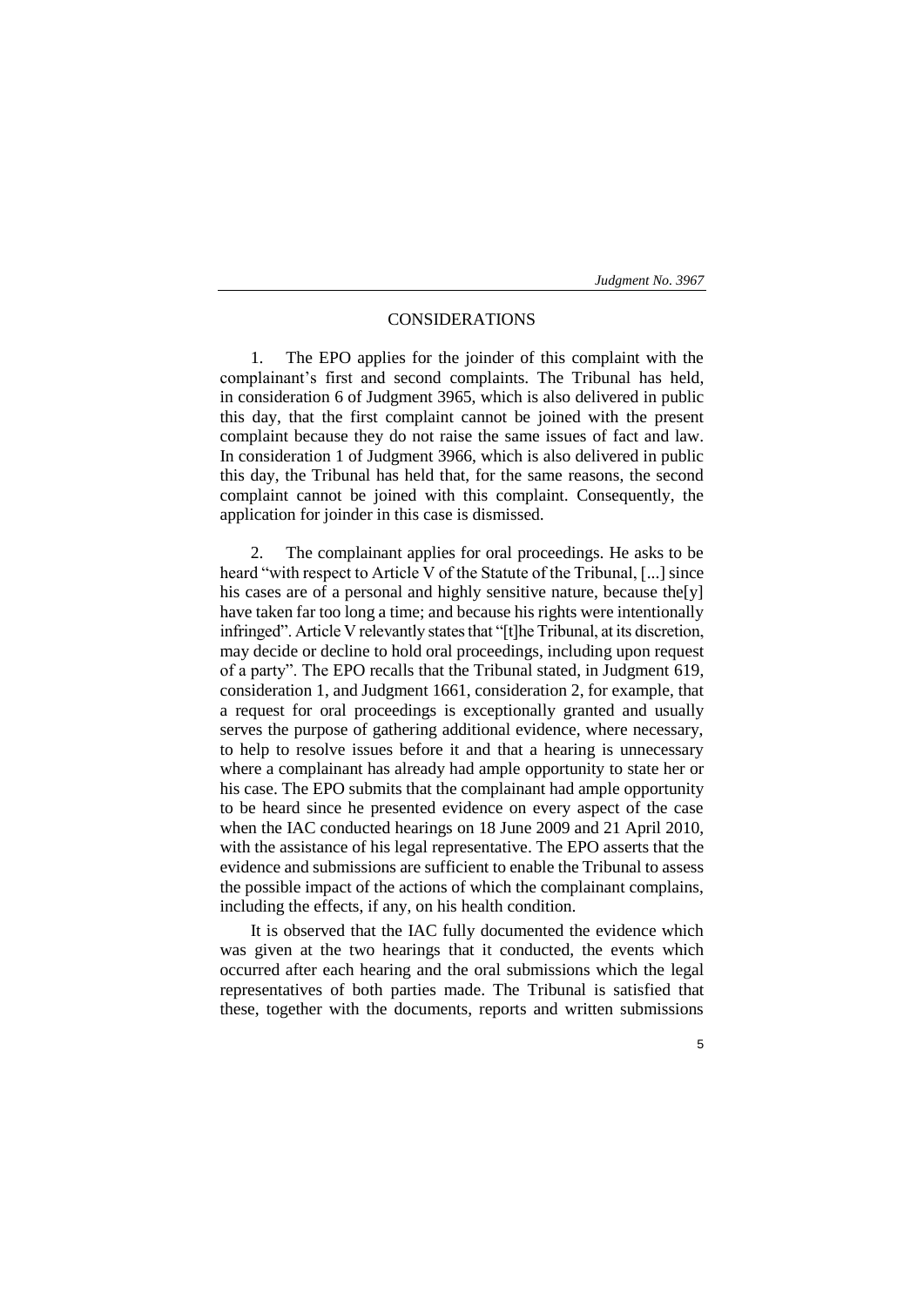## CONSIDERATIONS

1. The EPO applies for the joinder of this complaint with the complainant's first and second complaints. The Tribunal has held, in consideration 6 of Judgment 3965, which is also delivered in public this day, that the first complaint cannot be joined with the present complaint because they do not raise the same issues of fact and law. In consideration 1 of Judgment 3966, which is also delivered in public this day, the Tribunal has held that, for the same reasons, the second complaint cannot be joined with this complaint. Consequently, the application for joinder in this case is dismissed.

2. The complainant applies for oral proceedings. He asks to be heard "with respect to Article V of the Statute of the Tribunal, [...] since his cases are of a personal and highly sensitive nature, because the[y] have taken far too long a time; and because his rights were intentionally infringed". Article V relevantly states that "[t]he Tribunal, at its discretion, may decide or decline to hold oral proceedings, including upon request of a party". The EPO recalls that the Tribunal stated, in Judgment 619, consideration 1, and Judgment 1661, consideration 2, for example, that a request for oral proceedings is exceptionally granted and usually serves the purpose of gathering additional evidence, where necessary, to help to resolve issues before it and that a hearing is unnecessary where a complainant has already had ample opportunity to state her or his case. The EPO submits that the complainant had ample opportunity to be heard since he presented evidence on every aspect of the case when the IAC conducted hearings on 18 June 2009 and 21 April 2010, with the assistance of his legal representative. The EPO asserts that the evidence and submissions are sufficient to enable the Tribunal to assess the possible impact of the actions of which the complainant complains, including the effects, if any, on his health condition.

It is observed that the IAC fully documented the evidence which was given at the two hearings that it conducted, the events which occurred after each hearing and the oral submissions which the legal representatives of both parties made. The Tribunal is satisfied that these, together with the documents, reports and written submissions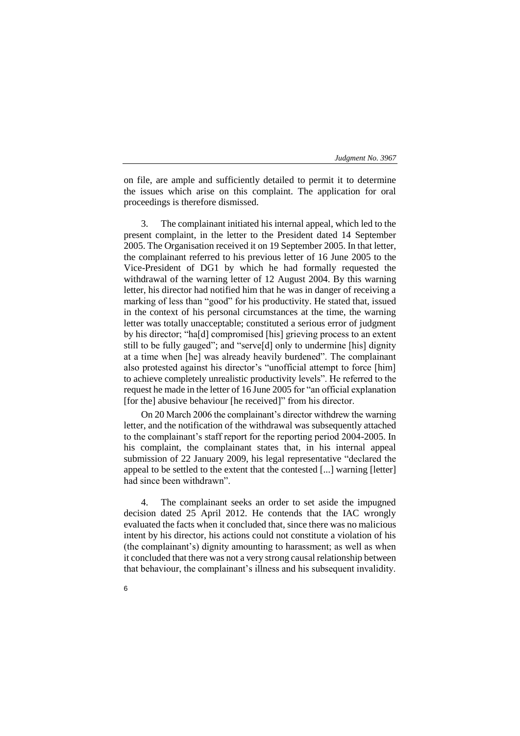on file, are ample and sufficiently detailed to permit it to determine the issues which arise on this complaint. The application for oral proceedings is therefore dismissed.

3. The complainant initiated his internal appeal, which led to the present complaint, in the letter to the President dated 14 September 2005. The Organisation received it on 19 September 2005. In that letter, the complainant referred to his previous letter of 16 June 2005 to the Vice-President of DG1 by which he had formally requested the withdrawal of the warning letter of 12 August 2004. By this warning letter, his director had notified him that he was in danger of receiving a marking of less than "good" for his productivity. He stated that, issued in the context of his personal circumstances at the time, the warning letter was totally unacceptable; constituted a serious error of judgment by his director; "ha[d] compromised [his] grieving process to an extent still to be fully gauged"; and "serve[d] only to undermine [his] dignity at a time when [he] was already heavily burdened". The complainant also protested against his director's "unofficial attempt to force [him] to achieve completely unrealistic productivity levels". He referred to the request he made in the letter of 16 June 2005 for "an official explanation [for the] abusive behaviour [he received]" from his director.

On 20 March 2006 the complainant's director withdrew the warning letter, and the notification of the withdrawal was subsequently attached to the complainant's staff report for the reporting period 2004-2005. In his complaint, the complainant states that, in his internal appeal submission of 22 January 2009, his legal representative "declared the appeal to be settled to the extent that the contested [...] warning [letter] had since been withdrawn".

4. The complainant seeks an order to set aside the impugned decision dated 25 April 2012. He contends that the IAC wrongly evaluated the facts when it concluded that, since there was no malicious intent by his director, his actions could not constitute a violation of his (the complainant's) dignity amounting to harassment; as well as when it concluded that there was not a very strong causal relationship between that behaviour, the complainant's illness and his subsequent invalidity.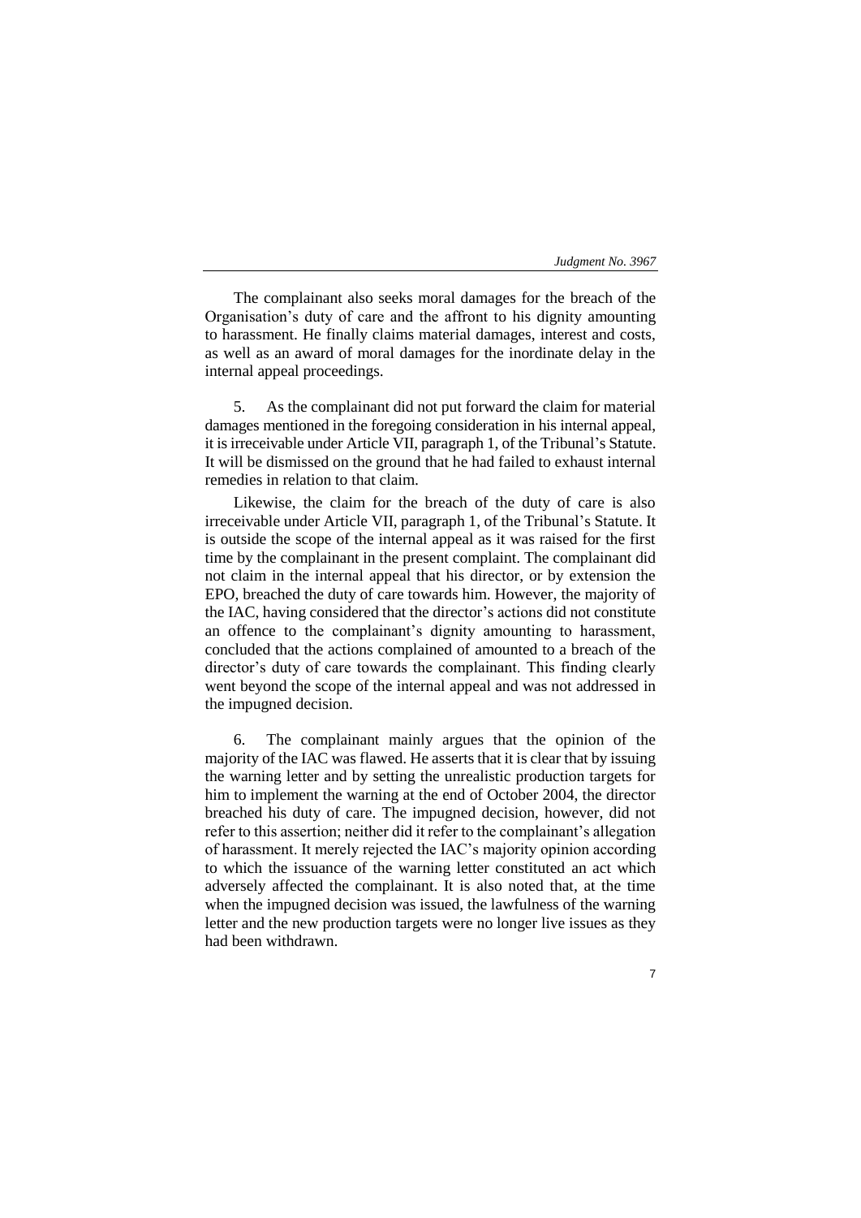The complainant also seeks moral damages for the breach of the Organisation's duty of care and the affront to his dignity amounting to harassment. He finally claims material damages, interest and costs, as well as an award of moral damages for the inordinate delay in the internal appeal proceedings.

5. As the complainant did not put forward the claim for material damages mentioned in the foregoing consideration in his internal appeal, it is irreceivable under Article VII, paragraph 1, of the Tribunal's Statute. It will be dismissed on the ground that he had failed to exhaust internal remedies in relation to that claim.

Likewise, the claim for the breach of the duty of care is also irreceivable under Article VII, paragraph 1, of the Tribunal's Statute. It is outside the scope of the internal appeal as it was raised for the first time by the complainant in the present complaint. The complainant did not claim in the internal appeal that his director, or by extension the EPO, breached the duty of care towards him. However, the majority of the IAC, having considered that the director's actions did not constitute an offence to the complainant's dignity amounting to harassment, concluded that the actions complained of amounted to a breach of the director's duty of care towards the complainant. This finding clearly went beyond the scope of the internal appeal and was not addressed in the impugned decision.

6. The complainant mainly argues that the opinion of the majority of the IAC was flawed. He asserts that it is clear that by issuing the warning letter and by setting the unrealistic production targets for him to implement the warning at the end of October 2004, the director breached his duty of care. The impugned decision, however, did not refer to this assertion; neither did it refer to the complainant's allegation of harassment. It merely rejected the IAC's majority opinion according to which the issuance of the warning letter constituted an act which adversely affected the complainant. It is also noted that, at the time when the impugned decision was issued, the lawfulness of the warning letter and the new production targets were no longer live issues as they had been withdrawn.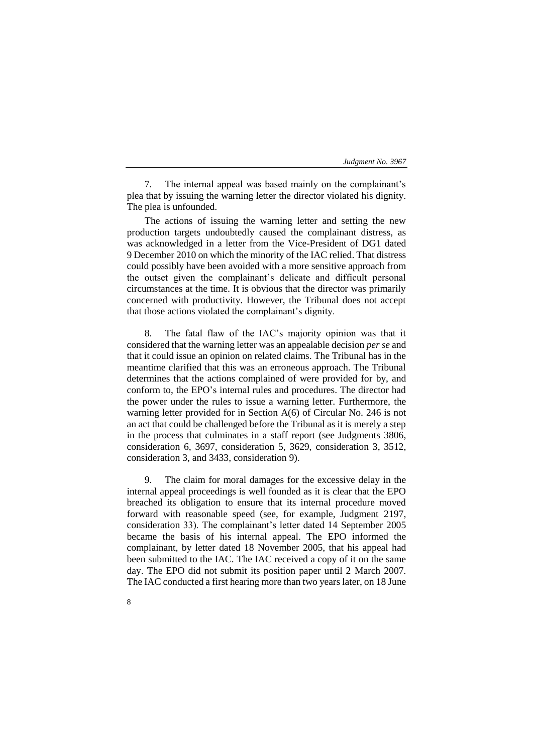7. The internal appeal was based mainly on the complainant's plea that by issuing the warning letter the director violated his dignity. The plea is unfounded.

The actions of issuing the warning letter and setting the new production targets undoubtedly caused the complainant distress, as was acknowledged in a letter from the Vice-President of DG1 dated 9 December 2010 on which the minority of the IAC relied. That distress could possibly have been avoided with a more sensitive approach from the outset given the complainant's delicate and difficult personal circumstances at the time. It is obvious that the director was primarily concerned with productivity. However, the Tribunal does not accept that those actions violated the complainant's dignity.

8. The fatal flaw of the IAC's majority opinion was that it considered that the warning letter was an appealable decision *per se* and that it could issue an opinion on related claims. The Tribunal has in the meantime clarified that this was an erroneous approach. The Tribunal determines that the actions complained of were provided for by, and conform to, the EPO's internal rules and procedures. The director had the power under the rules to issue a warning letter. Furthermore, the warning letter provided for in Section A(6) of Circular No. 246 is not an act that could be challenged before the Tribunal as it is merely a step in the process that culminates in a staff report (see Judgments 3806, consideration 6, 3697, consideration 5, 3629, consideration 3, 3512, consideration 3, and 3433, consideration 9).

9. The claim for moral damages for the excessive delay in the internal appeal proceedings is well founded as it is clear that the EPO breached its obligation to ensure that its internal procedure moved forward with reasonable speed (see, for example, Judgment 2197, consideration 33). The complainant's letter dated 14 September 2005 became the basis of his internal appeal. The EPO informed the complainant, by letter dated 18 November 2005, that his appeal had been submitted to the IAC. The IAC received a copy of it on the same day. The EPO did not submit its position paper until 2 March 2007. The IAC conducted a first hearing more than two years later, on 18 June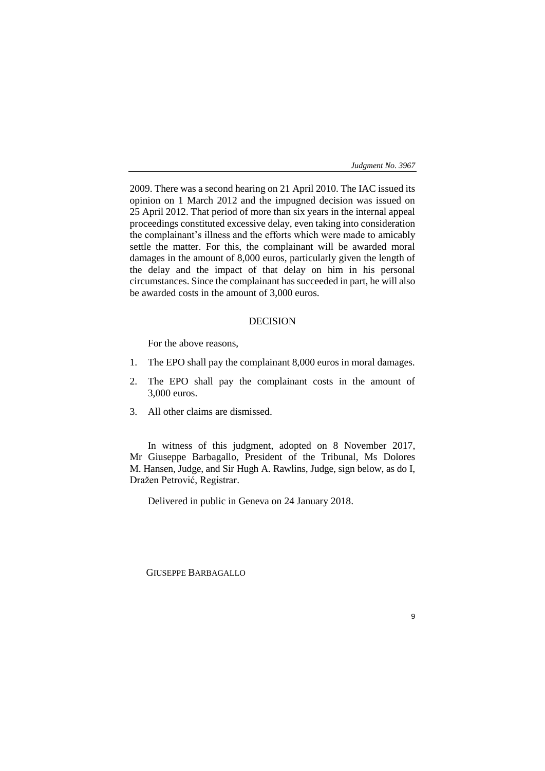2009. There was a second hearing on 21 April 2010. The IAC issued its opinion on 1 March 2012 and the impugned decision was issued on 25 April 2012. That period of more than six years in the internal appeal proceedings constituted excessive delay, even taking into consideration the complainant's illness and the efforts which were made to amicably settle the matter. For this, the complainant will be awarded moral damages in the amount of 8,000 euros, particularly given the length of the delay and the impact of that delay on him in his personal circumstances. Since the complainant has succeeded in part, he will also be awarded costs in the amount of 3,000 euros.

## DECISION

For the above reasons,

1. The EPO shall pay the complainant 8,000 euros in moral damages.
2. The EPO shall pay the complainant costs in the amount of 3,000 euros.
3. All other claims are dismissed.

In witness of this judgment, adopted on 8 November 2017, Mr Giuseppe Barbagallo, President of the Tribunal, Ms Dolores M. Hansen, Judge, and Sir Hugh A. Rawlins, Judge, sign below, as do I, Dražen Petrović, Registrar.

Delivered in public in Geneva on 24 January 2018.

GIUSEPPE BARBAGALLO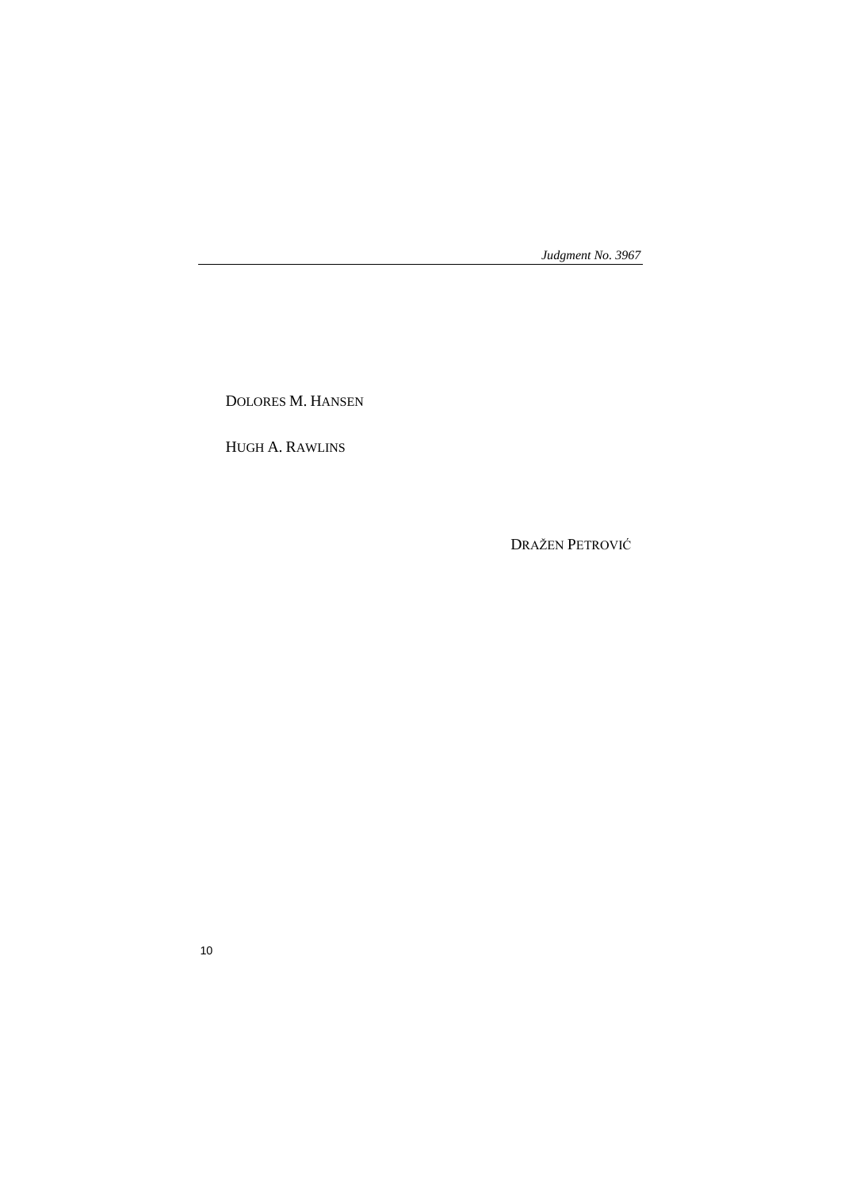DOLORES M. HANSEN

HUGH A. RAWLINS

DRAŽEN PETROVIĆ